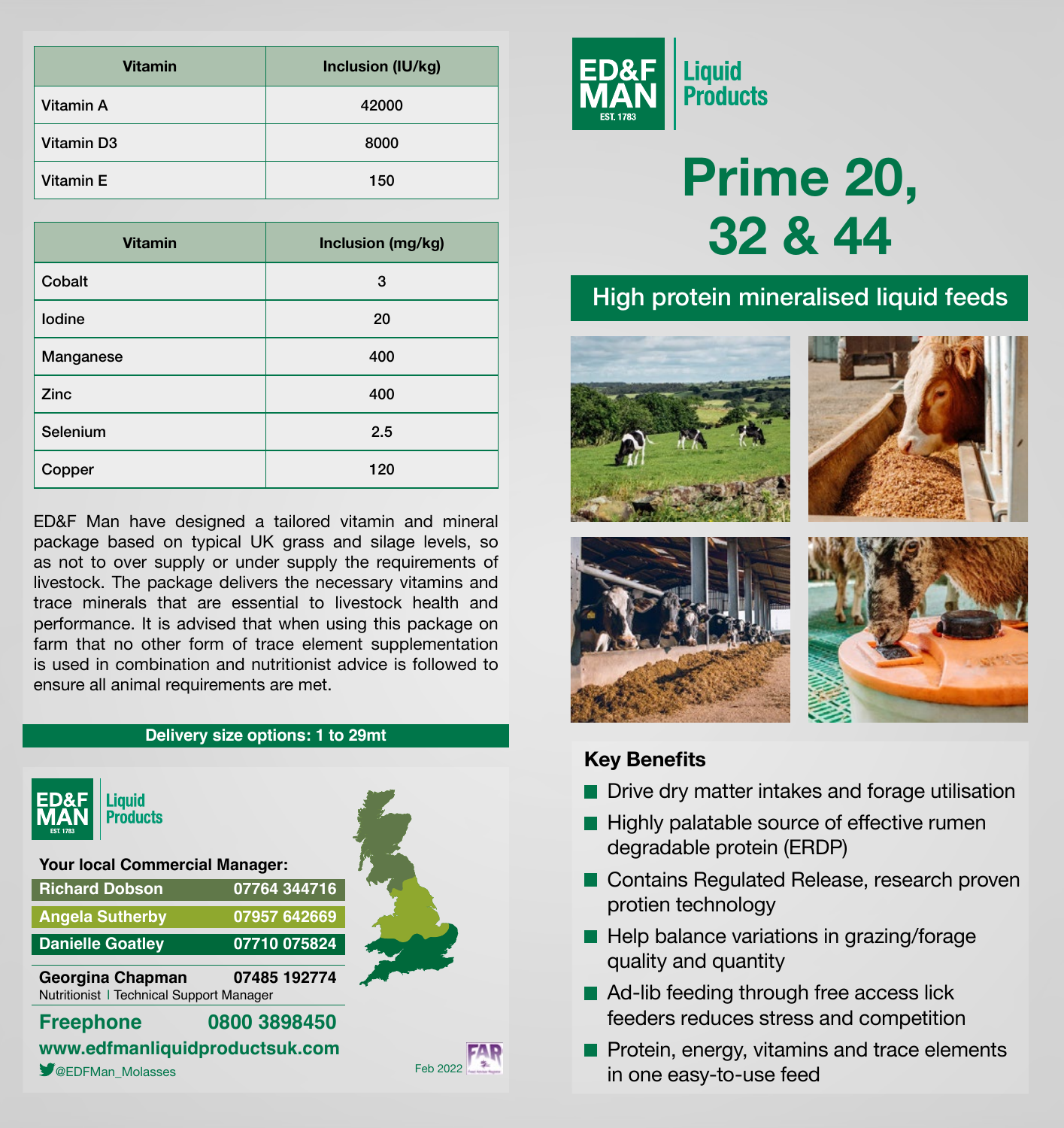| Vitamin | Inclusion (IU/kg) |
|---|---|
| Vitamin A | 42000 |
| Vitamin D3 | 8000 |
| Vitamin E | 150 |

| Vitamin | Inclusion (mg/kg) |
|---|---|
| Cobalt | 3 |
| Iodine | 20 |
| Manganese | 400 |
| Zinc | 400 |
| Selenium | 2.5 |
| Copper | 120 |

ED&F Man have designed a tailored vitamin and mineral package based on typical UK grass and silage levels, so as not to over supply or under supply the requirements of livestock. The package delivers the necessary vitamins and trace minerals that are essential to livestock health and performance. It is advised that when using this package on farm that no other form of trace element supplementation is used in combination and nutritionist advice is followed to ensure all animal requirements are met.

**Delivery size options: 1 to 29mt**

ED&F MAN EST. 1783 Liquid Products

**Your local Commercial Manager:**

| Name | Phone |
|---|---|
| **Richard Dobson** | **07764 344716** |
| **Angela Sutherby** | **07957 642669** |
| **Danielle Goatley** | **07710 075824** |

**Georgina Chapman** **07485 192774**
Nutritionist | Technical Support Manager

**Freephone 0800 3898450**

**www.edfmanliquidproductsuk.com**

@EDFMan_Molasses

Feb 2022

ED&F MAN EST. 1783 Liquid Products

# Prime 20, 32 & 44

## High protein mineralised liquid feeds

### Key Benefits

- Drive dry matter intakes and forage utilisation
- Highly palatable source of effective rumen degradable protein (ERDP)
- Contains Regulated Release, research proven protien technology
- Help balance variations in grazing/forage quality and quantity
- Ad-lib feeding through free access lick feeders reduces stress and competition
- Protein, energy, vitamins and trace elements in one easy-to-use feed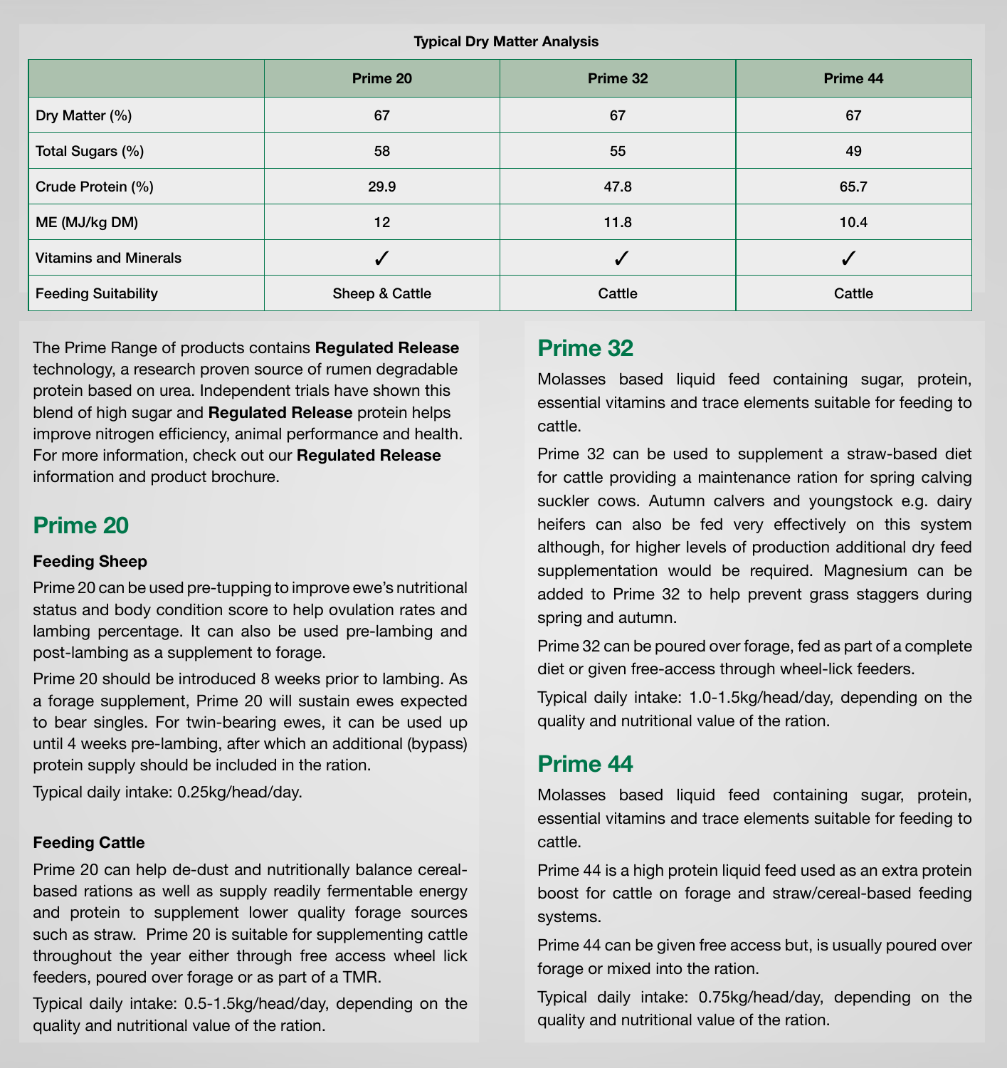**Typical Dry Matter Analysis**

| | Prime 20 | Prime 32 | Prime 44 |
|---|---|---|---|
| Dry Matter (%) | 67 | 67 | 67 |
| Total Sugars (%) | 58 | 55 | 49 |
| Crude Protein (%) | 29.9 | 47.8 | 65.7 |
| ME (MJ/kg DM) | 12 | 11.8 | 10.4 |
| Vitamins and Minerals | ✓ | ✓ | ✓ |
| Feeding Suitability | Sheep & Cattle | Cattle | Cattle |

The Prime Range of products contains **Regulated Release** technology, a research proven source of rumen degradable protein based on urea. Independent trials have shown this blend of high sugar and **Regulated Release** protein helps improve nitrogen efficiency, animal performance and health. For more information, check out our **Regulated Release** information and product brochure.

## Prime 20

### Feeding Sheep

Prime 20 can be used pre-tupping to improve ewe's nutritional status and body condition score to help ovulation rates and lambing percentage. It can also be used pre-lambing and post-lambing as a supplement to forage.

Prime 20 should be introduced 8 weeks prior to lambing. As a forage supplement, Prime 20 will sustain ewes expected to bear singles. For twin-bearing ewes, it can be used up until 4 weeks pre-lambing, after which an additional (bypass) protein supply should be included in the ration.

Typical daily intake: 0.25kg/head/day.

### Feeding Cattle

Prime 20 can help de-dust and nutritionally balance cereal-based rations as well as supply readily fermentable energy and protein to supplement lower quality forage sources such as straw. Prime 20 is suitable for supplementing cattle throughout the year either through free access wheel lick feeders, poured over forage or as part of a TMR.

Typical daily intake: 0.5-1.5kg/head/day, depending on the quality and nutritional value of the ration.

## Prime 32

Molasses based liquid feed containing sugar, protein, essential vitamins and trace elements suitable for feeding to cattle.

Prime 32 can be used to supplement a straw-based diet for cattle providing a maintenance ration for spring calving suckler cows. Autumn calvers and youngstock e.g. dairy heifers can also be fed very effectively on this system although, for higher levels of production additional dry feed supplementation would be required. Magnesium can be added to Prime 32 to help prevent grass staggers during spring and autumn.

Prime 32 can be poured over forage, fed as part of a complete diet or given free-access through wheel-lick feeders.

Typical daily intake: 1.0-1.5kg/head/day, depending on the quality and nutritional value of the ration.

## Prime 44

Molasses based liquid feed containing sugar, protein, essential vitamins and trace elements suitable for feeding to cattle.

Prime 44 is a high protein liquid feed used as an extra protein boost for cattle on forage and straw/cereal-based feeding systems.

Prime 44 can be given free access but, is usually poured over forage or mixed into the ration.

Typical daily intake: 0.75kg/head/day, depending on the quality and nutritional value of the ration.